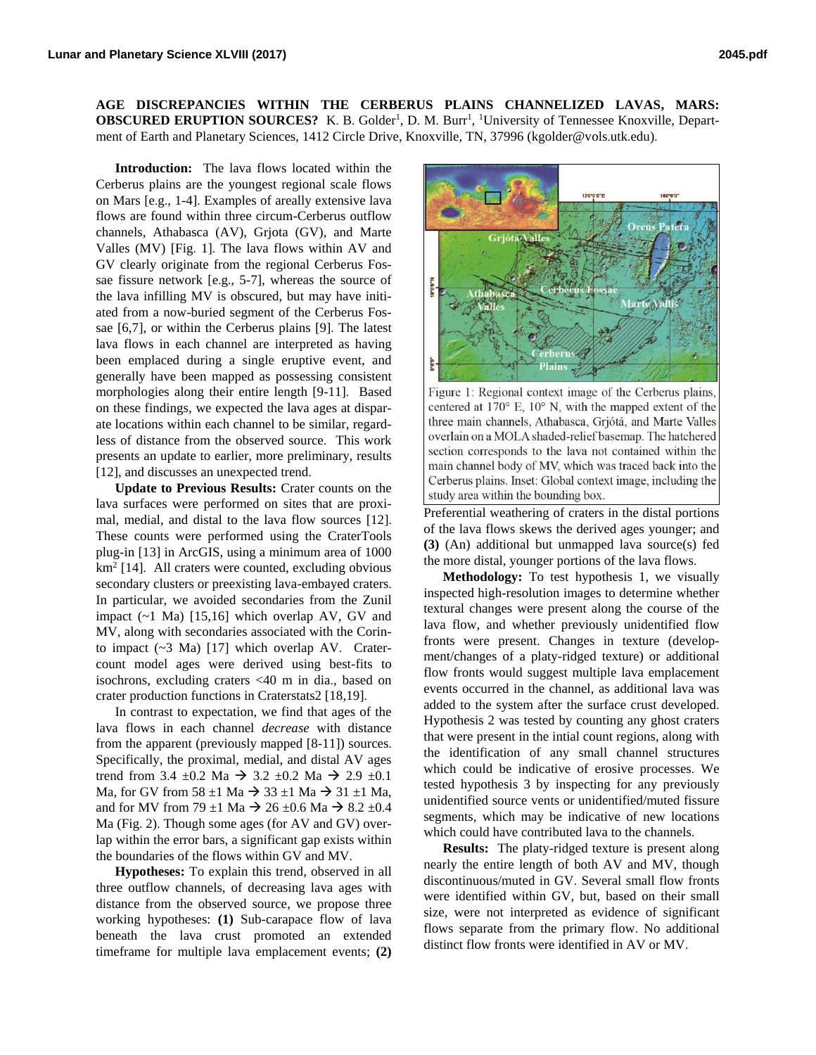**AGE DISCREPANCIES WITHIN THE CERBERUS PLAINS CHANNELIZED LAVAS, MARS: OBSCURED ERUPTION SOURCES?** K. B. Golder[1], D. M. Burr[1], [1]University of Tennessee Knoxville, Department of Earth and Planetary Sciences, 1412 Circle Drive, Knoxville, TN, 37996 (kgolder@vols.utk.edu).

**Introduction:** The lava flows located within the Cerberus plains are the youngest regional scale flows on Mars [e.g., 1-4]. Examples of areally extensive lava flows are found within three circum-Cerberus outflow channels, Athabasca (AV), Grjota (GV), and Marte Valles (MV) [Fig. 1]. The lava flows within AV and GV clearly originate from the regional Cerberus Fossae fissure network [e.g., 5-7], whereas the source of the lava infilling MV is obscured, but may have initiated from a now-buried segment of the Cerberus Fossae [6,7], or within the Cerberus plains [9]. The latest lava flows in each channel are interpreted as having been emplaced during a single eruptive event, and generally have been mapped as possessing consistent morphologies along their entire length [9-11]. Based on these findings, we expected the lava ages at disparate locations within each channel to be similar, regardless of distance from the observed source. This work presents an update to earlier, more preliminary, results [12], and discusses an unexpected trend.

**Update to Previous Results:** Crater counts on the lava surfaces were performed on sites that are proximal, medial, and distal to the lava flow sources [12]. These counts were performed using the CraterTools plug-in [13] in ArcGIS, using a minimum area of 1000 $km^2$ [14]. All craters were counted, excluding obvious secondary clusters or preexisting lava-embayed craters. In particular, we avoided secondaries from the Zunil impact (~1 Ma) [15,16] which overlap AV, GV and MV, along with secondaries associated with the Corinto impact (~3 Ma) [17] which overlap AV. Crater-count model ages were derived using best-fits to isochrons, excluding craters <40 m in dia., based on crater production functions in Craterstats2 [18,19].

In contrast to expectation, we find that ages of the lava flows in each channel *decrease* with distance from the apparent (previously mapped [8-11]) sources. Specifically, the proximal, medial, and distal AV ages trend from 3.4 ±0.2 Ma → 3.2 ±0.2 Ma → 2.9 ±0.1 Ma, for GV from 58 ±1 Ma → 33 ±1 Ma → 31 ±1 Ma, and for MV from 79 ±1 Ma → 26 ±0.6 Ma → 8.2 ±0.4 Ma (Fig. 2). Though some ages (for AV and GV) overlap within the error bars, a significant gap exists within the boundaries of the flows within GV and MV.

**Hypotheses:** To explain this trend, observed in all three outflow channels, of decreasing lava ages with distance from the observed source, we propose three working hypotheses: **(1)** Sub-carapace flow of lava beneath the lava crust promoted an extended timeframe for multiple lava emplacement events; **(2)** Preferential weathering of craters in the distal portions of the lava flows skews the derived ages younger; and **(3)** (An) additional but unmapped lava source(s) fed the more distal, younger portions of the lava flows.

Figure 1: Regional context image of the Cerberus plains, centered at 170° E, 10° N, with the mapped extent of the three main channels, Athabasca, Grjótá, and Marte Valles overlain on a MOLA shaded-relief basemap. The hatchered section corresponds to the lava not contained within the main channel body of MV, which was traced back into the Cerberus plains. Inset: Global context image, including the study area within the bounding box.

**Methodology:** To test hypothesis 1, we visually inspected high-resolution images to determine whether textural changes were present along the course of the lava flow, and whether previously unidentified flow fronts were present. Changes in texture (development/changes of a platy-ridged texture) or additional flow fronts would suggest multiple lava emplacement events occurred in the channel, as additional lava was added to the system after the surface crust developed. Hypothesis 2 was tested by counting any ghost craters that were present in the intial count regions, along with the identification of any small channel structures which could be indicative of erosive processes. We tested hypothesis 3 by inspecting for any previously unidentified source vents or unidentified/muted fissure segments, which may be indicative of new locations which could have contributed lava to the channels.

**Results:** The platy-ridged texture is present along nearly the entire length of both AV and MV, though discontinuous/muted in GV. Several small flow fronts were identified within GV, but, based on their small size, were not interpreted as evidence of significant flows separate from the primary flow. No additional distinct flow fronts were identified in AV or MV.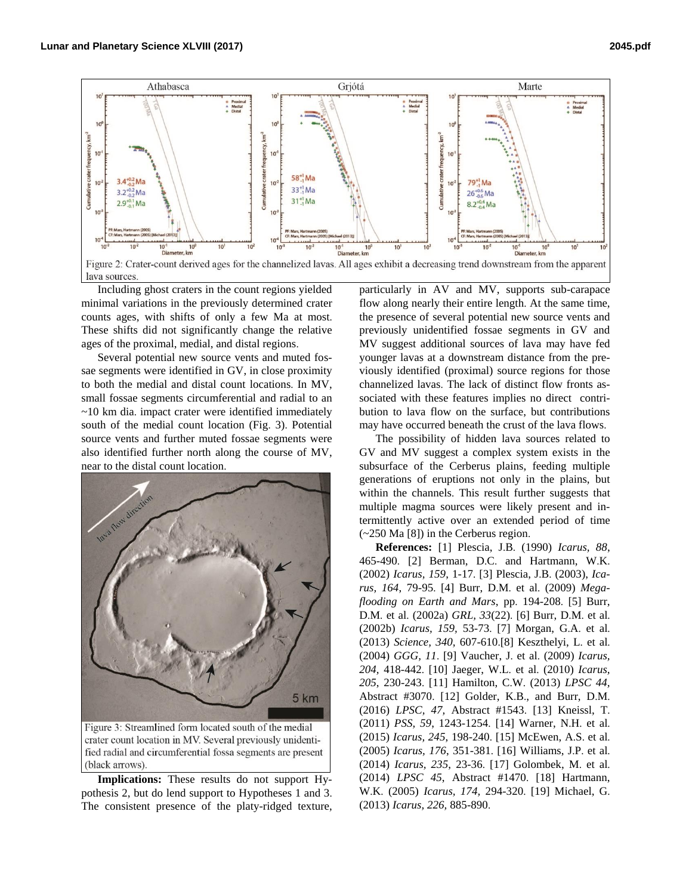Athabasca

$3.4^{+0.2}_{-0.2}$ Ma
$3.2^{+0.2}_{-0.2}$ Ma
$2.9^{+0.1}_{-0.1}$ Ma

Grjótá

$58^{+1}_{-1}$ Ma
$33^{+1}_{-1}$ Ma
$31^{+1}_{-1}$ Ma

Marte

$79^{+1}_{-1}$ Ma
$26^{+0.6}_{-0.6}$ Ma
$8.2^{+0.4}_{-0.4}$ Ma

Proximal
Medial
Distal

Cumulative crater frequency, km$^{-2}$

Diameter, km

PF: Mars, Hartmann (2005)
CF: Mars, Hartmann (2005) [Michael (2013)]

Figure 2: Crater-count derived ages for the channelized lavas. All ages exhibit a decreasing trend downstream from the apparent lava sources.

Including ghost craters in the count regions yielded minimal variations in the previously determined crater counts ages, with shifts of only a few Ma at most. These shifts did not significantly change the relative ages of the proximal, medial, and distal regions.

Several potential new source vents and muted fossae segments were identified in GV, in close proximity to both the medial and distal count locations. In MV, small fossae segments circumferential and radial to an ~10 km dia. impact crater were identified immediately south of the medial count location (Fig. 3). Potential source vents and further muted fossae segments were also identified further north along the course of MV, near to the distal count location.

lava flow direction

5 km

Figure 3: Streamlined form located south of the medial crater count location in MV. Several previously unidentified radial and circumferential fossa segments are present (black arrows).

**Implications:** These results do not support Hypothesis 2, but do lend support to Hypotheses 1 and 3. The consistent presence of the platy-ridged texture, particularly in AV and MV, supports sub-carapace flow along nearly their entire length. At the same time, the presence of several potential new source vents and previously unidentified fossae segments in GV and MV suggest additional sources of lava may have fed younger lavas at a downstream distance from the previously identified (proximal) source regions for those channelized lavas. The lack of distinct flow fronts associated with these features implies no direct contribution to lava flow on the surface, but contributions may have occurred beneath the crust of the lava flows.

The possibility of hidden lava sources related to GV and MV suggest a complex system exists in the subsurface of the Cerberus plains, feeding multiple generations of eruptions not only in the plains, but within the channels. This result further suggests that multiple magma sources were likely present and intermittently active over an extended period of time (~250 Ma [8]) in the Cerberus region.

**References:** [1] Plescia, J.B. (1990) *Icarus, 88*, 465-490. [2] Berman, D.C. and Hartmann, W.K. (2002) *Icarus, 159*, 1-17. [3] Plescia, J.B. (2003), *Icarus, 164*, 79-95. [4] Burr, D.M. et al. (2009) *Megaflooding on Earth and Mars*, pp. 194-208. [5] Burr, D.M. et al. (2002a) *GRL, 33*(22). [6] Burr, D.M. et al. (2002b) *Icarus, 159*, 53-73. [7] Morgan, G.A. et al. (2013) *Science, 340*, 607-610.[8] Keszthelyi, L. et al. (2004) *GGG, 11*. [9] Vaucher, J. et al. (2009) *Icarus, 204*, 418-442. [10] Jaeger, W.L. et al. (2010) *Icarus, 205*, 230-243. [11] Hamilton, C.W. (2013) *LPSC 44*, Abstract #3070. [12] Golder, K.B., and Burr, D.M. (2016) *LPSC, 47*, Abstract #1543. [13] Kneissl, T. (2011) *PSS, 59*, 1243-1254. [14] Warner, N.H. et al. (2015) *Icarus, 245*, 198-240. [15] McEwen, A.S. et al. (2005) *Icarus, 176*, 351-381. [16] Williams, J.P. et al. (2014) *Icarus, 235*, 23-36. [17] Golombek, M. et al. (2014) *LPSC 45*, Abstract #1470. [18] Hartmann, W.K. (2005) *Icarus, 174*, 294-320. [19] Michael, G. (2013) *Icarus, 226*, 885-890.